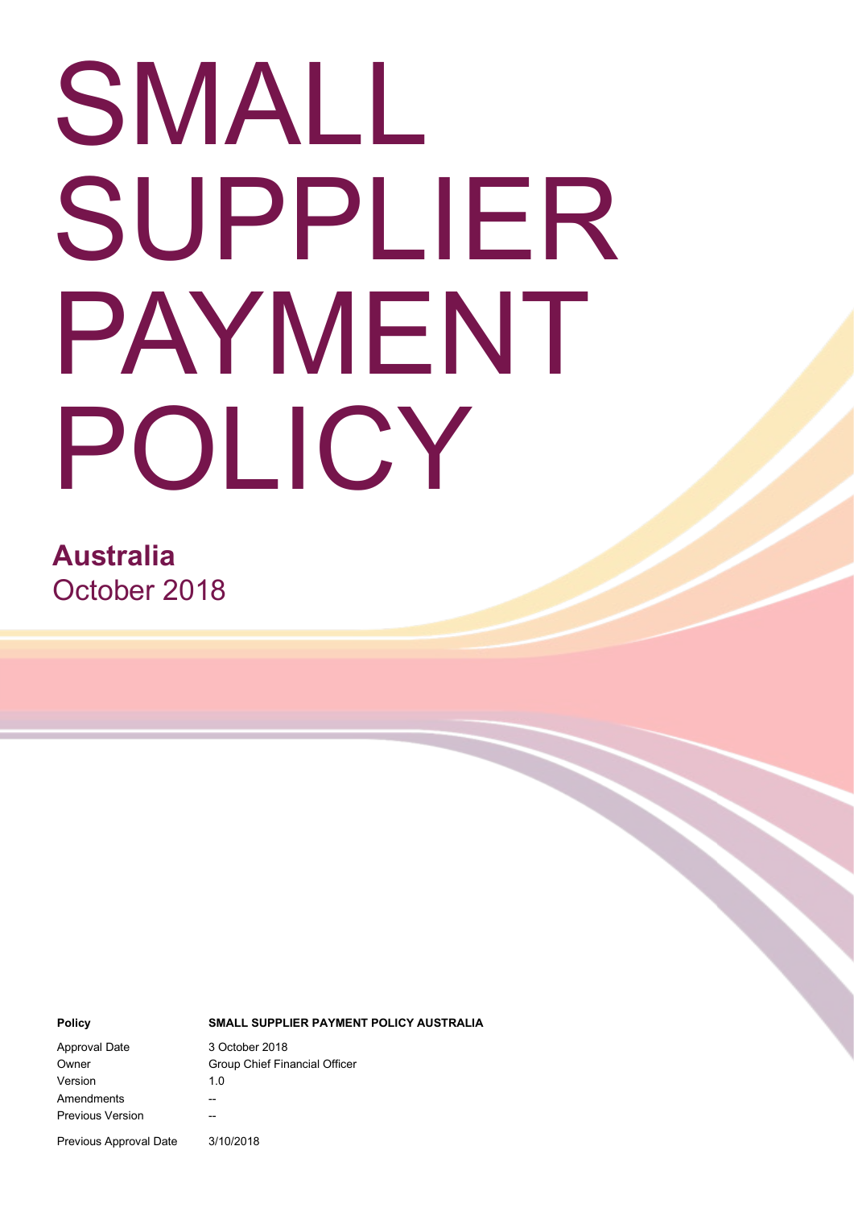# SMALL SUPPLIER PAYMENT POLICY

**Australia**
October 2018

| **Policy** | **SMALL SUPPLIER PAYMENT POLICY AUSTRALIA** |
|---|---|
| Approval Date | 3 October 2018 |
| Owner | Group Chief Financial Officer |
| Version | 1.0 |
| Amendments | -- |
| Previous Version | -- |
| Previous Approval Date | 3/10/2018 |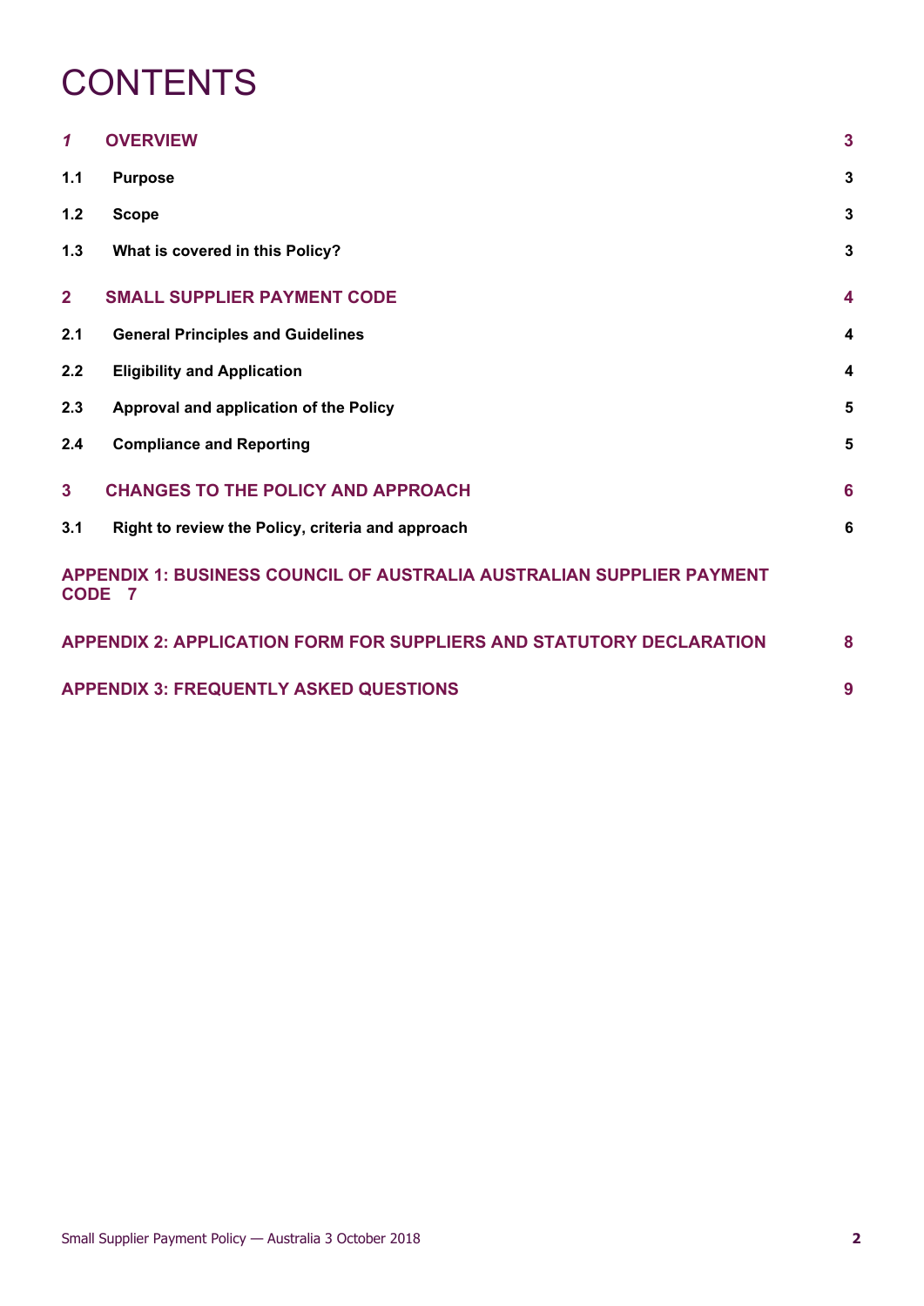# CONTENTS

| | | |
|---|---|---|
| *1* | **OVERVIEW** | **3** |
| **1.1** | **Purpose** | **3** |
| **1.2** | **Scope** | **3** |
| **1.3** | **What is covered in this Policy?** | **3** |
| **2** | **SMALL SUPPLIER PAYMENT CODE** | **4** |
| **2.1** | **General Principles and Guidelines** | **4** |
| **2.2** | **Eligibility and Application** | **4** |
| **2.3** | **Approval and application of the Policy** | **5** |
| **2.4** | **Compliance and Reporting** | **5** |
| **3** | **CHANGES TO THE POLICY AND APPROACH** | **6** |
| **3.1** | **Right to review the Policy, criteria and approach** | **6** |

**APPENDIX 1: BUSINESS COUNCIL OF AUSTRALIA AUSTRALIAN SUPPLIER PAYMENT CODE 7**

**APPENDIX 2: APPLICATION FORM FOR SUPPLIERS AND STATUTORY DECLARATION 8**

**APPENDIX 3: FREQUENTLY ASKED QUESTIONS 9**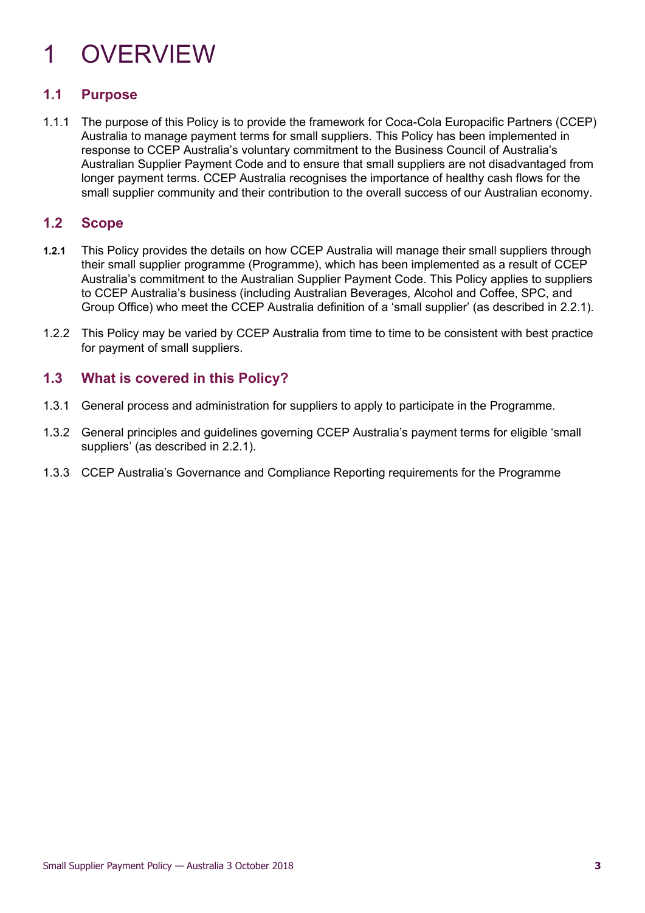# 1 OVERVIEW

## 1.1 Purpose

1.1.1 The purpose of this Policy is to provide the framework for Coca-Cola Europacific Partners (CCEP) Australia to manage payment terms for small suppliers. This Policy has been implemented in response to CCEP Australia's voluntary commitment to the Business Council of Australia's Australian Supplier Payment Code and to ensure that small suppliers are not disadvantaged from longer payment terms. CCEP Australia recognises the importance of healthy cash flows for the small supplier community and their contribution to the overall success of our Australian economy.

## 1.2 Scope

**1.2.1** This Policy provides the details on how CCEP Australia will manage their small suppliers through their small supplier programme (Programme), which has been implemented as a result of CCEP Australia's commitment to the Australian Supplier Payment Code. This Policy applies to suppliers to CCEP Australia's business (including Australian Beverages, Alcohol and Coffee, SPC, and Group Office) who meet the CCEP Australia definition of a 'small supplier' (as described in 2.2.1).

1.2.2 This Policy may be varied by CCEP Australia from time to time to be consistent with best practice for payment of small suppliers.

## 1.3 What is covered in this Policy?

1.3.1 General process and administration for suppliers to apply to participate in the Programme.

1.3.2 General principles and guidelines governing CCEP Australia's payment terms for eligible 'small suppliers' (as described in 2.2.1).

1.3.3 CCEP Australia's Governance and Compliance Reporting requirements for the Programme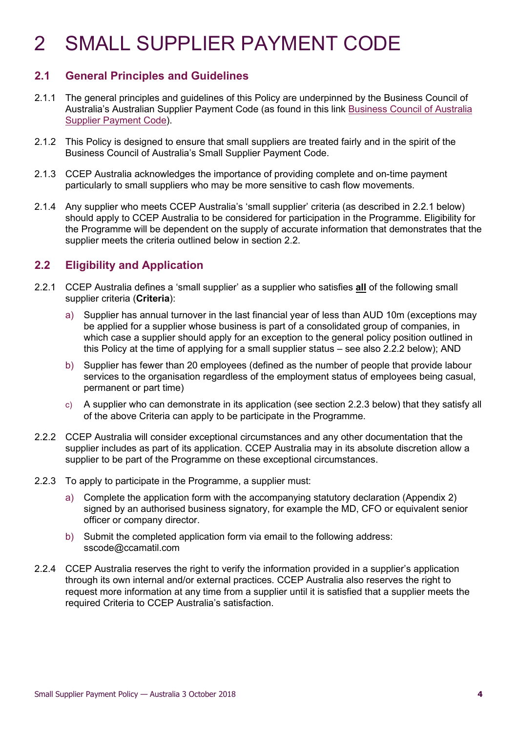# 2 SMALL SUPPLIER PAYMENT CODE

## 2.1 General Principles and Guidelines

2.1.1 The general principles and guidelines of this Policy are underpinned by the Business Council of Australia's Australian Supplier Payment Code (as found in this link Business Council of Australia Supplier Payment Code).

2.1.2 This Policy is designed to ensure that small suppliers are treated fairly and in the spirit of the Business Council of Australia's Small Supplier Payment Code.

2.1.3 CCEP Australia acknowledges the importance of providing complete and on-time payment particularly to small suppliers who may be more sensitive to cash flow movements.

2.1.4 Any supplier who meets CCEP Australia's 'small supplier' criteria (as described in 2.2.1 below) should apply to CCEP Australia to be considered for participation in the Programme. Eligibility for the Programme will be dependent on the supply of accurate information that demonstrates that the supplier meets the criteria outlined below in section 2.2.

## 2.2 Eligibility and Application

2.2.1 CCEP Australia defines a 'small supplier' as a supplier who satisfies **all** of the following small supplier criteria (**Criteria**):

a) Supplier has annual turnover in the last financial year of less than AUD 10m (exceptions may be applied for a supplier whose business is part of a consolidated group of companies, in which case a supplier should apply for an exception to the general policy position outlined in this Policy at the time of applying for a small supplier status – see also 2.2.2 below); AND

b) Supplier has fewer than 20 employees (defined as the number of people that provide labour services to the organisation regardless of the employment status of employees being casual, permanent or part time)

c) A supplier who can demonstrate in its application (see section 2.2.3 below) that they satisfy all of the above Criteria can apply to be participate in the Programme.

2.2.2 CCEP Australia will consider exceptional circumstances and any other documentation that the supplier includes as part of its application. CCEP Australia may in its absolute discretion allow a supplier to be part of the Programme on these exceptional circumstances.

2.2.3 To apply to participate in the Programme, a supplier must:

a) Complete the application form with the accompanying statutory declaration (Appendix 2) signed by an authorised business signatory, for example the MD, CFO or equivalent senior officer or company director.

b) Submit the completed application form via email to the following address: sscode@ccamatil.com

2.2.4 CCEP Australia reserves the right to verify the information provided in a supplier's application through its own internal and/or external practices. CCEP Australia also reserves the right to request more information at any time from a supplier until it is satisfied that a supplier meets the required Criteria to CCEP Australia's satisfaction.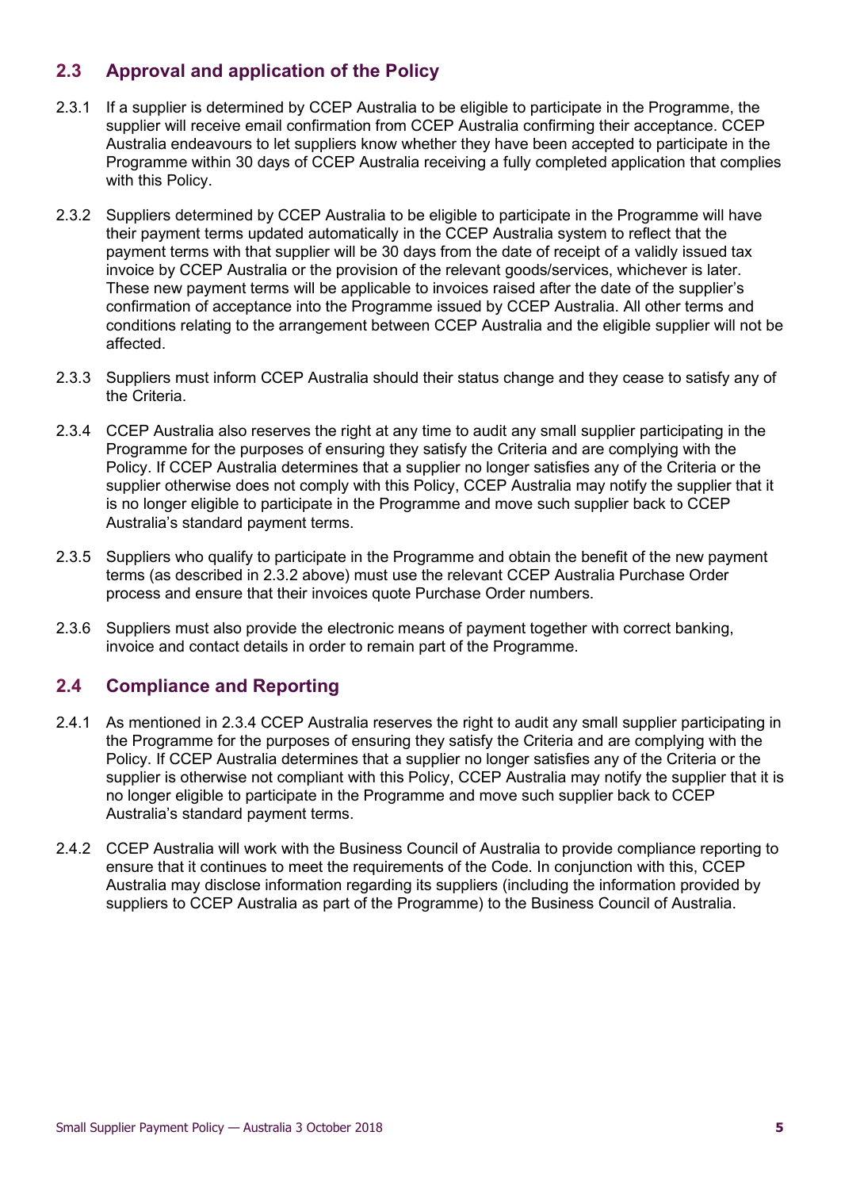## 2.3 Approval and application of the Policy

2.3.1 If a supplier is determined by CCEP Australia to be eligible to participate in the Programme, the supplier will receive email confirmation from CCEP Australia confirming their acceptance. CCEP Australia endeavours to let suppliers know whether they have been accepted to participate in the Programme within 30 days of CCEP Australia receiving a fully completed application that complies with this Policy.

2.3.2 Suppliers determined by CCEP Australia to be eligible to participate in the Programme will have their payment terms updated automatically in the CCEP Australia system to reflect that the payment terms with that supplier will be 30 days from the date of receipt of a validly issued tax invoice by CCEP Australia or the provision of the relevant goods/services, whichever is later. These new payment terms will be applicable to invoices raised after the date of the supplier's confirmation of acceptance into the Programme issued by CCEP Australia. All other terms and conditions relating to the arrangement between CCEP Australia and the eligible supplier will not be affected.

2.3.3 Suppliers must inform CCEP Australia should their status change and they cease to satisfy any of the Criteria.

2.3.4 CCEP Australia also reserves the right at any time to audit any small supplier participating in the Programme for the purposes of ensuring they satisfy the Criteria and are complying with the Policy. If CCEP Australia determines that a supplier no longer satisfies any of the Criteria or the supplier otherwise does not comply with this Policy, CCEP Australia may notify the supplier that it is no longer eligible to participate in the Programme and move such supplier back to CCEP Australia's standard payment terms.

2.3.5 Suppliers who qualify to participate in the Programme and obtain the benefit of the new payment terms (as described in 2.3.2 above) must use the relevant CCEP Australia Purchase Order process and ensure that their invoices quote Purchase Order numbers.

2.3.6 Suppliers must also provide the electronic means of payment together with correct banking, invoice and contact details in order to remain part of the Programme.

## 2.4 Compliance and Reporting

2.4.1 As mentioned in 2.3.4 CCEP Australia reserves the right to audit any small supplier participating in the Programme for the purposes of ensuring they satisfy the Criteria and are complying with the Policy. If CCEP Australia determines that a supplier no longer satisfies any of the Criteria or the supplier is otherwise not compliant with this Policy, CCEP Australia may notify the supplier that it is no longer eligible to participate in the Programme and move such supplier back to CCEP Australia's standard payment terms.

2.4.2 CCEP Australia will work with the Business Council of Australia to provide compliance reporting to ensure that it continues to meet the requirements of the Code. In conjunction with this, CCEP Australia may disclose information regarding its suppliers (including the information provided by suppliers to CCEP Australia as part of the Programme) to the Business Council of Australia.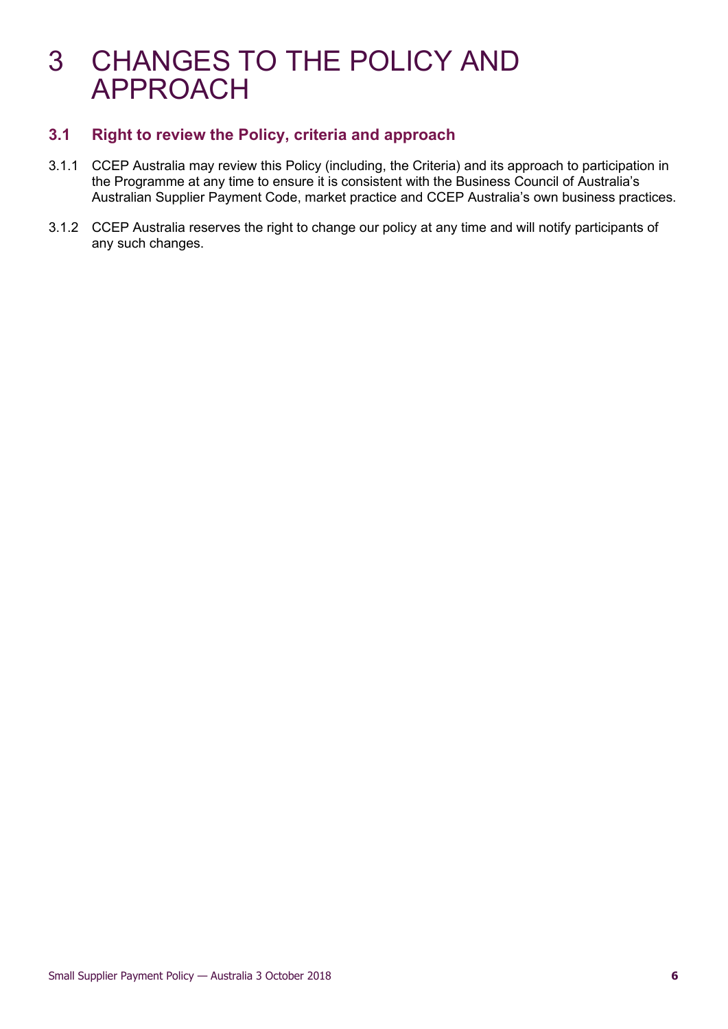# 3 CHANGES TO THE POLICY AND APPROACH

## 3.1 Right to review the Policy, criteria and approach

3.1.1 CCEP Australia may review this Policy (including, the Criteria) and its approach to participation in the Programme at any time to ensure it is consistent with the Business Council of Australia's Australian Supplier Payment Code, market practice and CCEP Australia's own business practices.

3.1.2 CCEP Australia reserves the right to change our policy at any time and will notify participants of any such changes.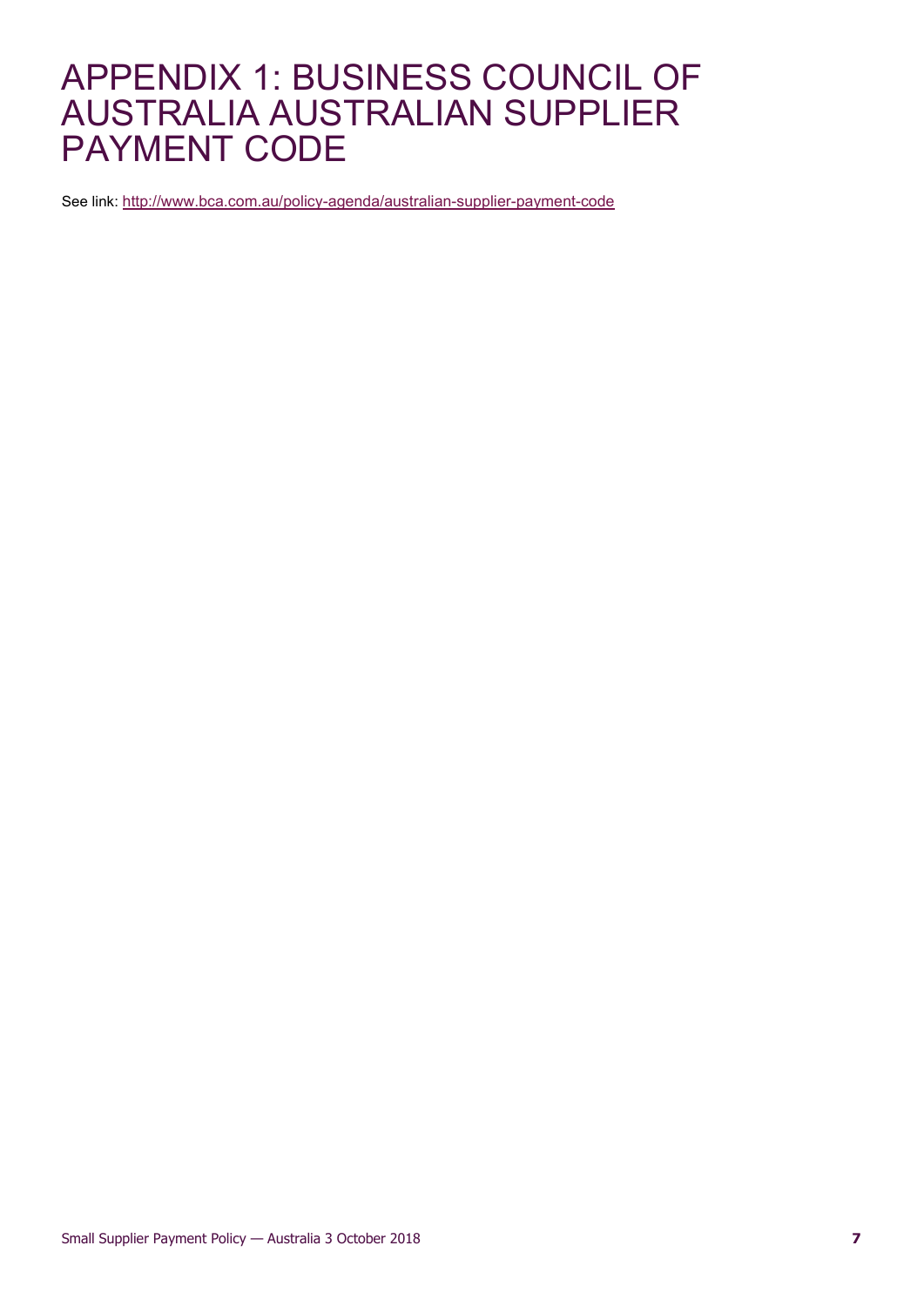# APPENDIX 1: BUSINESS COUNCIL OF AUSTRALIA AUSTRALIAN SUPPLIER PAYMENT CODE

See link: [http://www.bca.com.au/policy-agenda/australian-supplier-payment-code](http://www.bca.com.au/policy-agenda/australian-supplier-payment-code)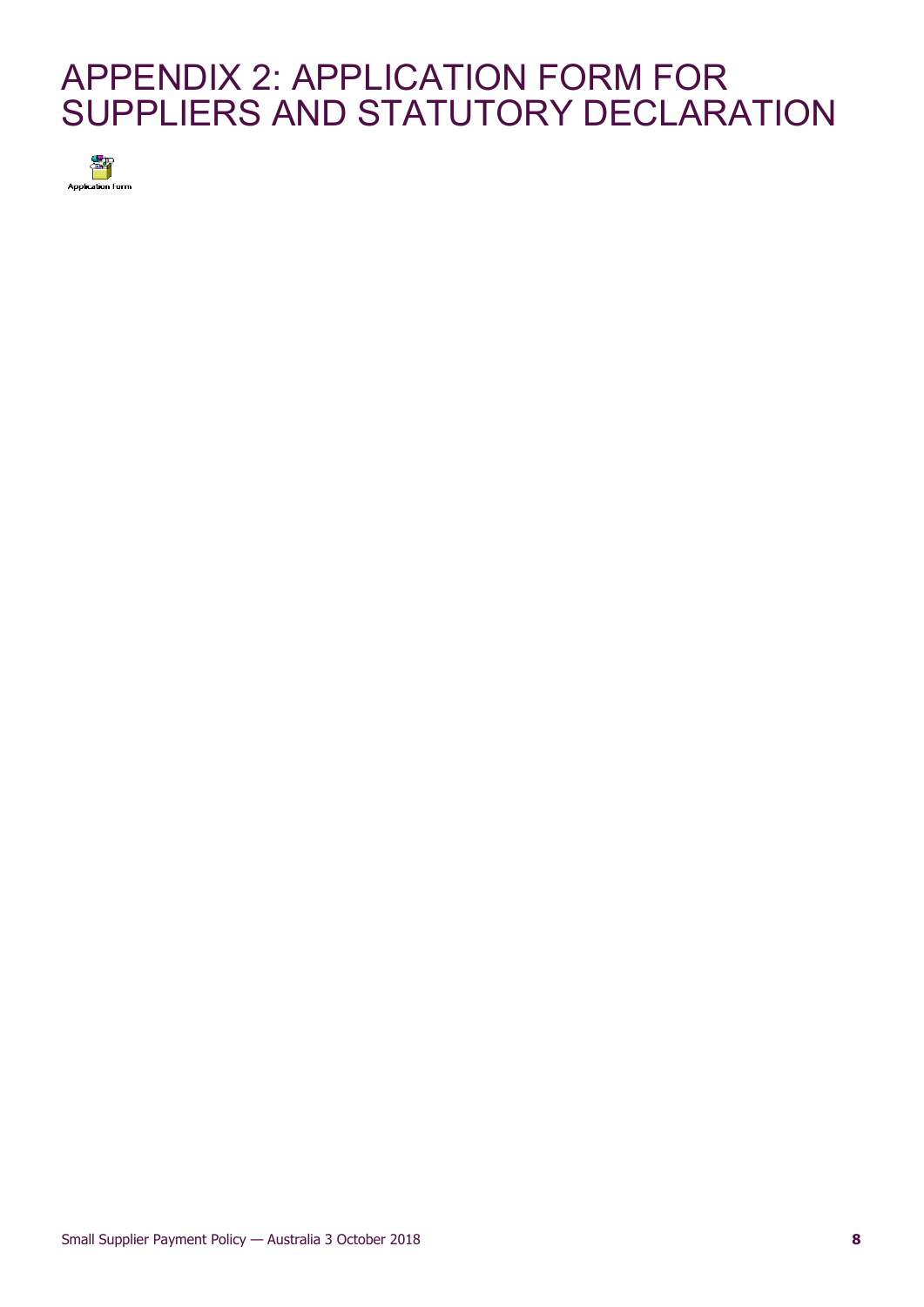# APPENDIX 2: APPLICATION FORM FOR SUPPLIERS AND STATUTORY DECLARATION

Application Form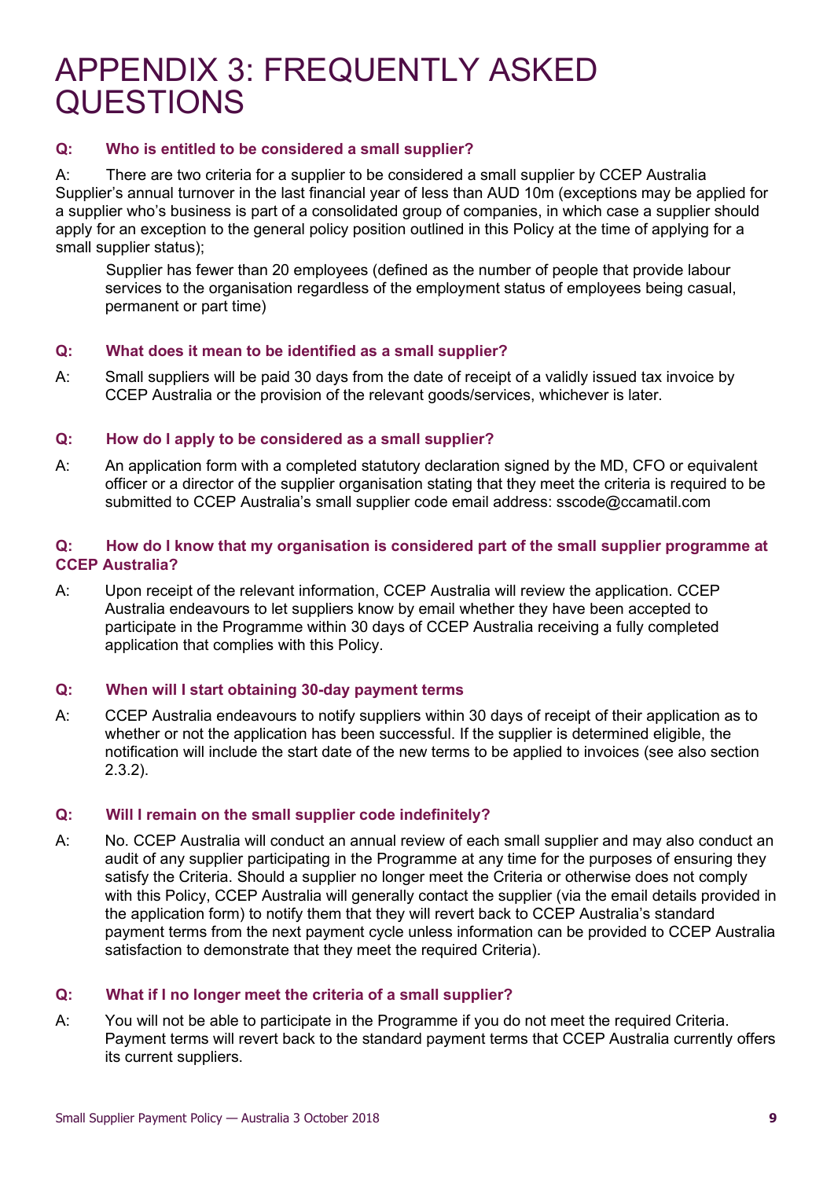# APPENDIX 3: FREQUENTLY ASKED QUESTIONS

**Q: Who is entitled to be considered a small supplier?**

A: There are two criteria for a supplier to be considered a small supplier by CCEP Australia Supplier's annual turnover in the last financial year of less than AUD 10m (exceptions may be applied for a supplier who's business is part of a consolidated group of companies, in which case a supplier should apply for an exception to the general policy position outlined in this Policy at the time of applying for a small supplier status);

Supplier has fewer than 20 employees (defined as the number of people that provide labour services to the organisation regardless of the employment status of employees being casual, permanent or part time)

**Q: What does it mean to be identified as a small supplier?**

A: Small suppliers will be paid 30 days from the date of receipt of a validly issued tax invoice by CCEP Australia or the provision of the relevant goods/services, whichever is later.

**Q: How do I apply to be considered as a small supplier?**

A: An application form with a completed statutory declaration signed by the MD, CFO or equivalent officer or a director of the supplier organisation stating that they meet the criteria is required to be submitted to CCEP Australia's small supplier code email address: sscode@ccamatil.com

**Q: How do I know that my organisation is considered part of the small supplier programme at CCEP Australia?**

A: Upon receipt of the relevant information, CCEP Australia will review the application. CCEP Australia endeavours to let suppliers know by email whether they have been accepted to participate in the Programme within 30 days of CCEP Australia receiving a fully completed application that complies with this Policy.

**Q: When will I start obtaining 30-day payment terms**

A: CCEP Australia endeavours to notify suppliers within 30 days of receipt of their application as to whether or not the application has been successful. If the supplier is determined eligible, the notification will include the start date of the new terms to be applied to invoices (see also section 2.3.2).

**Q: Will I remain on the small supplier code indefinitely?**

A: No. CCEP Australia will conduct an annual review of each small supplier and may also conduct an audit of any supplier participating in the Programme at any time for the purposes of ensuring they satisfy the Criteria. Should a supplier no longer meet the Criteria or otherwise does not comply with this Policy, CCEP Australia will generally contact the supplier (via the email details provided in the application form) to notify them that they will revert back to CCEP Australia's standard payment terms from the next payment cycle unless information can be provided to CCEP Australia satisfaction to demonstrate that they meet the required Criteria).

**Q: What if I no longer meet the criteria of a small supplier?**

A: You will not be able to participate in the Programme if you do not meet the required Criteria. Payment terms will revert back to the standard payment terms that CCEP Australia currently offers its current suppliers.